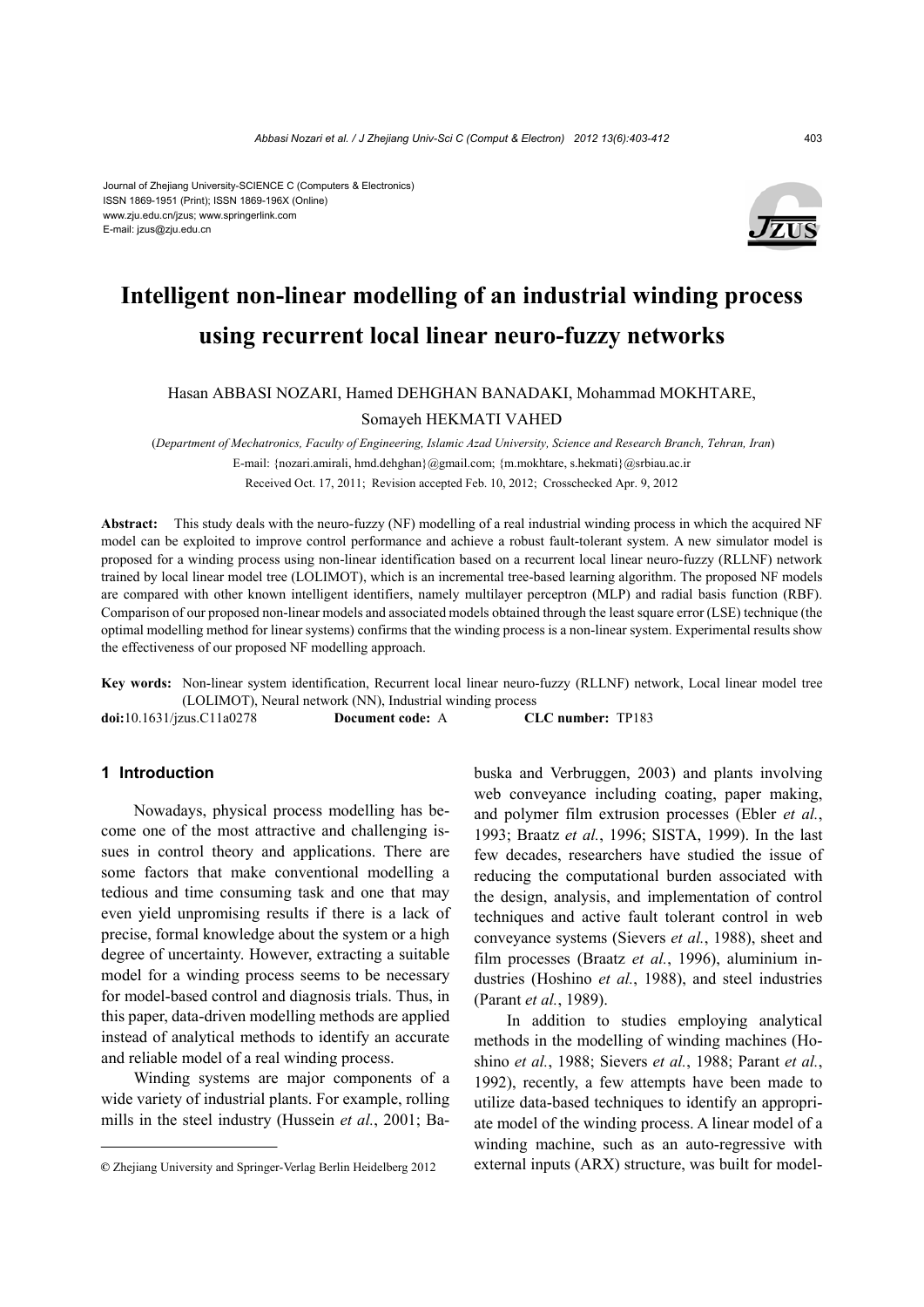Journal of Zhejiang University-SCIENCE C (Computers & Electronics)
ISSN 1869-1951 (Print); ISSN 1869-196X (Online)
www.zju.edu.cn/jzus; www.springerlink.com
E-mail: jzus@zju.edu.cn

# Intelligent non-linear modelling of an industrial winding process using recurrent local linear neuro-fuzzy networks

Hasan ABBASI NOZARI, Hamed DEHGHAN BANADAKI, Mohammad MOKHTARE, Somayeh HEKMATI VAHED

(*Department of Mechatronics, Faculty of Engineering, Islamic Azad University, Science and Research Branch, Tehran, Iran*)

E-mail: {nozari.amirali, hmd.dehghan}@gmail.com; {m.mokhtare, s.hekmati}@srbiau.ac.ir

Received Oct. 17, 2011; Revision accepted Feb. 10, 2012; Crosschecked Apr. 9, 2012

**Abstract:** This study deals with the neuro-fuzzy (NF) modelling of a real industrial winding process in which the acquired NF model can be exploited to improve control performance and achieve a robust fault-tolerant system. A new simulator model is proposed for a winding process using non-linear identification based on a recurrent local linear neuro-fuzzy (RLLNF) network trained by local linear model tree (LOLIMOT), which is an incremental tree-based learning algorithm. The proposed NF models are compared with other known intelligent identifiers, namely multilayer perceptron (MLP) and radial basis function (RBF). Comparison of our proposed non-linear models and associated models obtained through the least square error (LSE) technique (the optimal modelling method for linear systems) confirms that the winding process is a non-linear system. Experimental results show the effectiveness of our proposed NF modelling approach.

**Key words:** Non-linear system identification, Recurrent local linear neuro-fuzzy (RLLNF) network, Local linear model tree (LOLIMOT), Neural network (NN), Industrial winding process

**doi:**10.1631/jzus.C11a0278 **Document code:** A **CLC number:** TP183

## 1 Introduction

Nowadays, physical process modelling has become one of the most attractive and challenging issues in control theory and applications. There are some factors that make conventional modelling a tedious and time consuming task and one that may even yield unpromising results if there is a lack of precise, formal knowledge about the system or a high degree of uncertainty. However, extracting a suitable model for a winding process seems to be necessary for model-based control and diagnosis trials. Thus, in this paper, data-driven modelling methods are applied instead of analytical methods to identify an accurate and reliable model of a real winding process.

Winding systems are major components of a wide variety of industrial plants. For example, rolling mills in the steel industry (Hussein *et al.*, 2001; Babuska and Verbruggen, 2003) and plants involving web conveyance including coating, paper making, and polymer film extrusion processes (Ebler *et al.*, 1993; Braatz *et al.*, 1996; SISTA, 1999). In the last few decades, researchers have studied the issue of reducing the computational burden associated with the design, analysis, and implementation of control techniques and active fault tolerant control in web conveyance systems (Sievers *et al.*, 1988), sheet and film processes (Braatz *et al.*, 1996), aluminium industries (Hoshino *et al.*, 1988), and steel industries (Parant *et al.*, 1989).

In addition to studies employing analytical methods in the modelling of winding machines (Hoshino *et al.*, 1988; Sievers *et al.*, 1988; Parant *et al.*, 1992), recently, a few attempts have been made to utilize data-based techniques to identify an appropriate model of the winding process. A linear model of a winding machine, such as an auto-regressive with external inputs (ARX) structure, was built for model-

© Zhejiang University and Springer-Verlag Berlin Heidelberg 2012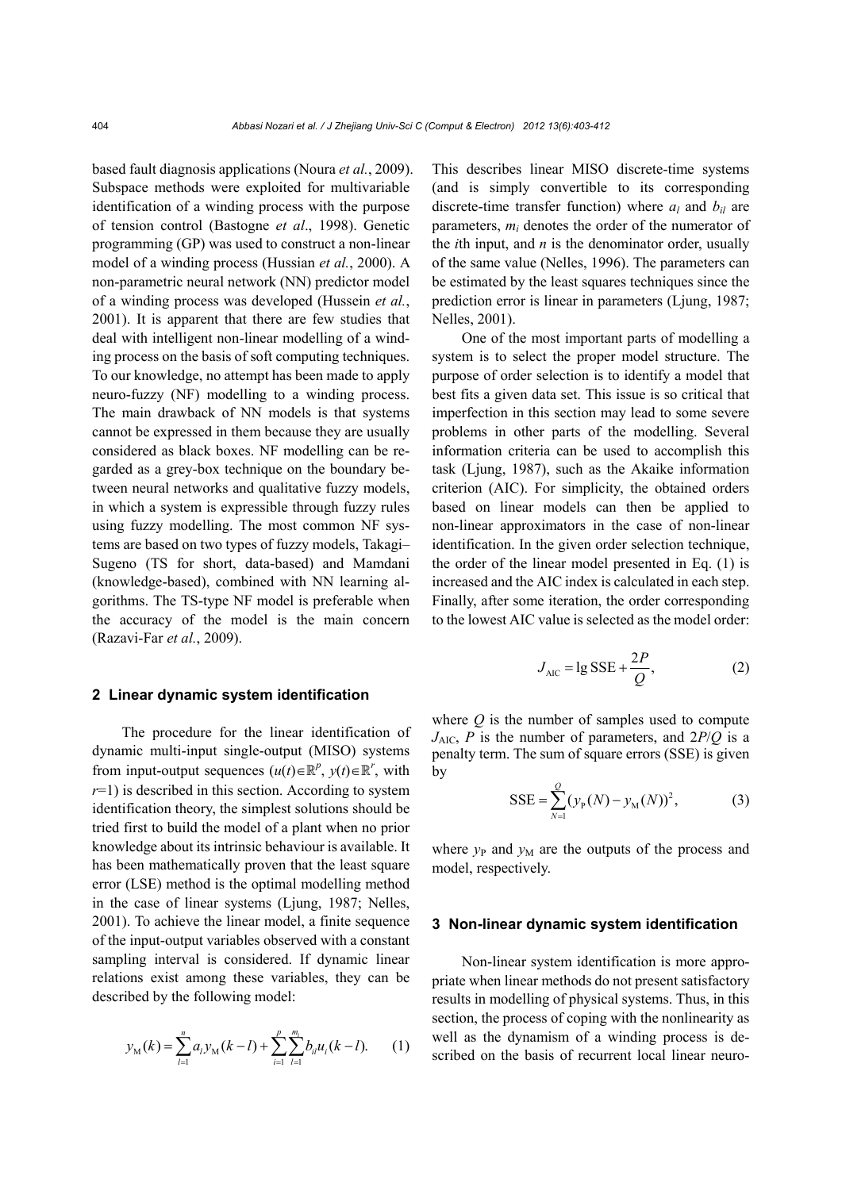based fault diagnosis applications (Noura *et al.*, 2009). Subspace methods were exploited for multivariable identification of a winding process with the purpose of tension control (Bastogne *et al*., 1998). Genetic programming (GP) was used to construct a non-linear model of a winding process (Hussian *et al.*, 2000). A non-parametric neural network (NN) predictor model of a winding process was developed (Hussein *et al.*, 2001). It is apparent that there are few studies that deal with intelligent non-linear modelling of a winding process on the basis of soft computing techniques. To our knowledge, no attempt has been made to apply neuro-fuzzy (NF) modelling to a winding process. The main drawback of NN models is that systems cannot be expressed in them because they are usually considered as black boxes. NF modelling can be regarded as a grey-box technique on the boundary between neural networks and qualitative fuzzy models, in which a system is expressible through fuzzy rules using fuzzy modelling. The most common NF systems are based on two types of fuzzy models, Takagi–Sugeno (TS for short, data-based) and Mamdani (knowledge-based), combined with NN learning algorithms. The TS-type NF model is preferable when the accuracy of the model is the main concern (Razavi-Far *et al.*, 2009).

## 2 Linear dynamic system identification

The procedure for the linear identification of dynamic multi-input single-output (MISO) systems from input-output sequences ($u(t)\in\mathbb{R}^p$, $y(t)\in\mathbb{R}^r$, with $r$=1) is described in this section. According to system identification theory, the simplest solutions should be tried first to build the model of a plant when no prior knowledge about its intrinsic behaviour is available. It has been mathematically proven that the least square error (LSE) method is the optimal modelling method in the case of linear systems (Ljung, 1987; Nelles, 2001). To achieve the linear model, a finite sequence of the input-output variables observed with a constant sampling interval is considered. If dynamic linear relations exist among these variables, they can be described by the following model:

$$y_{\mathrm{M}}(k)=\sum_{l=1}^{n}a_l y_{\mathrm{M}}(k-l)+\sum_{i=1}^{p}\sum_{l=1}^{m_i}b_{il}u_i(k-l). \qquad (1)$$

This describes linear MISO discrete-time systems (and is simply convertible to its corresponding discrete-time transfer function) where $a_l$ and $b_{il}$ are parameters, $m_i$ denotes the order of the numerator of the $i$th input, and $n$ is the denominator order, usually of the same value (Nelles, 1996). The parameters can be estimated by the least squares techniques since the prediction error is linear in parameters (Ljung, 1987; Nelles, 2001).

One of the most important parts of modelling a system is to select the proper model structure. The purpose of order selection is to identify a model that best fits a given data set. This issue is so critical that imperfection in this section may lead to some severe problems in other parts of the modelling. Several information criteria can be used to accomplish this task (Ljung, 1987), such as the Akaike information criterion (AIC). For simplicity, the obtained orders based on linear models can then be applied to non-linear approximators in the case of non-linear identification. In the given order selection technique, the order of the linear model presented in Eq. (1) is increased and the AIC index is calculated in each step. Finally, after some iteration, the order corresponding to the lowest AIC value is selected as the model order:

$$J_{\mathrm{AIC}}=\lg \mathrm{SSE}+\frac{2P}{Q}, \qquad (2)$$

where $Q$ is the number of samples used to compute $J_{\mathrm{AIC}}$, $P$ is the number of parameters, and $2P/Q$ is a penalty term. The sum of square errors (SSE) is given by

$$\mathrm{SSE}=\sum_{N=1}^{Q}(y_{\mathrm{P}}(N)-y_{\mathrm{M}}(N))^2, \qquad (3)$$

where $y_{\mathrm{P}}$ and $y_{\mathrm{M}}$ are the outputs of the process and model, respectively.

## 3 Non-linear dynamic system identification

Non-linear system identification is more appropriate when linear methods do not present satisfactory results in modelling of physical systems. Thus, in this section, the process of coping with the nonlinearity as well as the dynamism of a winding process is described on the basis of recurrent local linear neuro-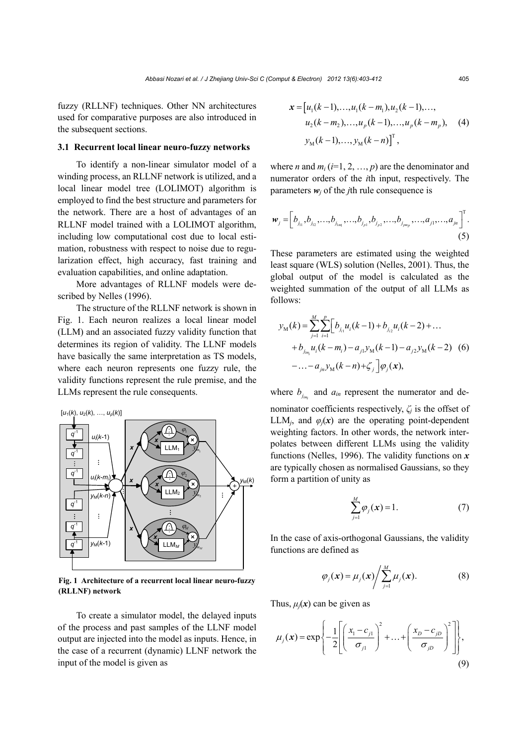fuzzy (RLLNF) techniques. Other NN architectures used for comparative purposes are also introduced in the subsequent sections.

### 3.1 Recurrent local linear neuro-fuzzy networks

To identify a non-linear simulator model of a winding process, an RLLNF network is utilized, and a local linear model tree (LOLIMOT) algorithm is employed to find the best structure and parameters for the network. There are a host of advantages of an RLLNF model trained with a LOLIMOT algorithm, including low computational cost due to local estimation, robustness with respect to noise due to regularization effect, high accuracy, fast training and evaluation capabilities, and online adaptation.

More advantages of RLLNF models were described by Nelles (1996).

The structure of the RLLNF network is shown in Fig. 1. Each neuron realizes a local linear model (LLM) and an associated fuzzy validity function that determines its region of validity. The LLNF models have basically the same interpretation as TS models, where each neuron represents one fuzzy rule, the validity functions represent the rule premise, and the LLMs represent the rule consequents.

**Fig. 1 Architecture of a recurrent local linear neuro-fuzzy (RLLNF) network**

To create a simulator model, the delayed inputs of the process and past samples of the LLNF model output are injected into the model as inputs. Hence, in the case of a recurrent (dynamic) LLNF network the input of the model is given as

$$
\begin{aligned}
\boldsymbol{x} = \big[ & u_1(k-1), \ldots, u_1(k-m_1), u_2(k-1), \ldots, \\
& u_2(k-m_2), \ldots, u_p(k-1), \ldots, u_p(k-m_p), \\
& y_{\mathrm{M}}(k-1), \ldots, y_{\mathrm{M}}(k-n) \big]^{\mathrm{T}},
\end{aligned} \tag{4}
$$

where $n$ and $m_i$ ($i$=1, 2, …, $p$) are the denominator and numerator orders of the $i$th input, respectively. The parameters $\boldsymbol{w}_j$ of the $j$th rule consequence is

$$
\boldsymbol{w}_j = \left[ b_{j_{11}}, b_{j_{12}}, \ldots, b_{j_{1m_1}}, \ldots, b_{j_{p1}}, b_{j_{p2}}, \ldots, b_{j_{pm_p}}, \ldots, a_{j1}, \ldots, a_{jn} \right]^{\mathrm{T}}. \tag{5}
$$

These parameters are estimated using the weighted least square (WLS) solution (Nelles, 2001). Thus, the global output of the model is calculated as the weighted summation of the output of all LLMs as follows:

$$
\begin{aligned}
y_{\mathrm{M}}(k) = \sum_{j=1}^{M} \sum_{i=1}^{p} \Big[ & b_{j_{i1}} u_i(k-1) + b_{j_{i2}} u_i(k-2) + \ldots \\
& + b_{j_{im_i}} u_i(k-m_i) - a_{j1} y_{\mathrm{M}}(k-1) - a_{j2} y_{\mathrm{M}}(k-2) \\
& - \ldots - a_{jn} y_{\mathrm{M}}(k-n) + \zeta_j \Big] \varphi_j(\boldsymbol{x}),
\end{aligned} \tag{6}
$$

where $b_{j_{im_i}}$ and $a_{in}$ represent the numerator and denominator coefficients respectively, $\zeta_j$ is the offset of LLM$_j$, and $\varphi_j(\boldsymbol{x})$ are the operating point-dependent weighting factors. In other words, the network interpolates between different LLMs using the validity functions (Nelles, 1996). The validity functions on $\boldsymbol{x}$ are typically chosen as normalised Gaussians, so they form a partition of unity as

$$
\sum_{j=1}^{M} \varphi_j(\boldsymbol{x}) = 1. \tag{7}
$$

In the case of axis-orthogonal Gaussians, the validity functions are defined as

$$
\varphi_j(\boldsymbol{x}) = \mu_j(\boldsymbol{x}) \Big/ \sum_{j=1}^{M} \mu_j(\boldsymbol{x}). \tag{8}
$$

Thus, $\mu_j(\boldsymbol{x})$ can be given as

$$
\mu_j(\boldsymbol{x}) = \exp\left\{ -\frac{1}{2} \left[ \left( \frac{x_1 - c_{j1}}{\sigma_{j1}} \right)^2 + \ldots + \left( \frac{x_D - c_{jD}}{\sigma_{jD}} \right)^2 \right] \right\}, \tag{9}
$$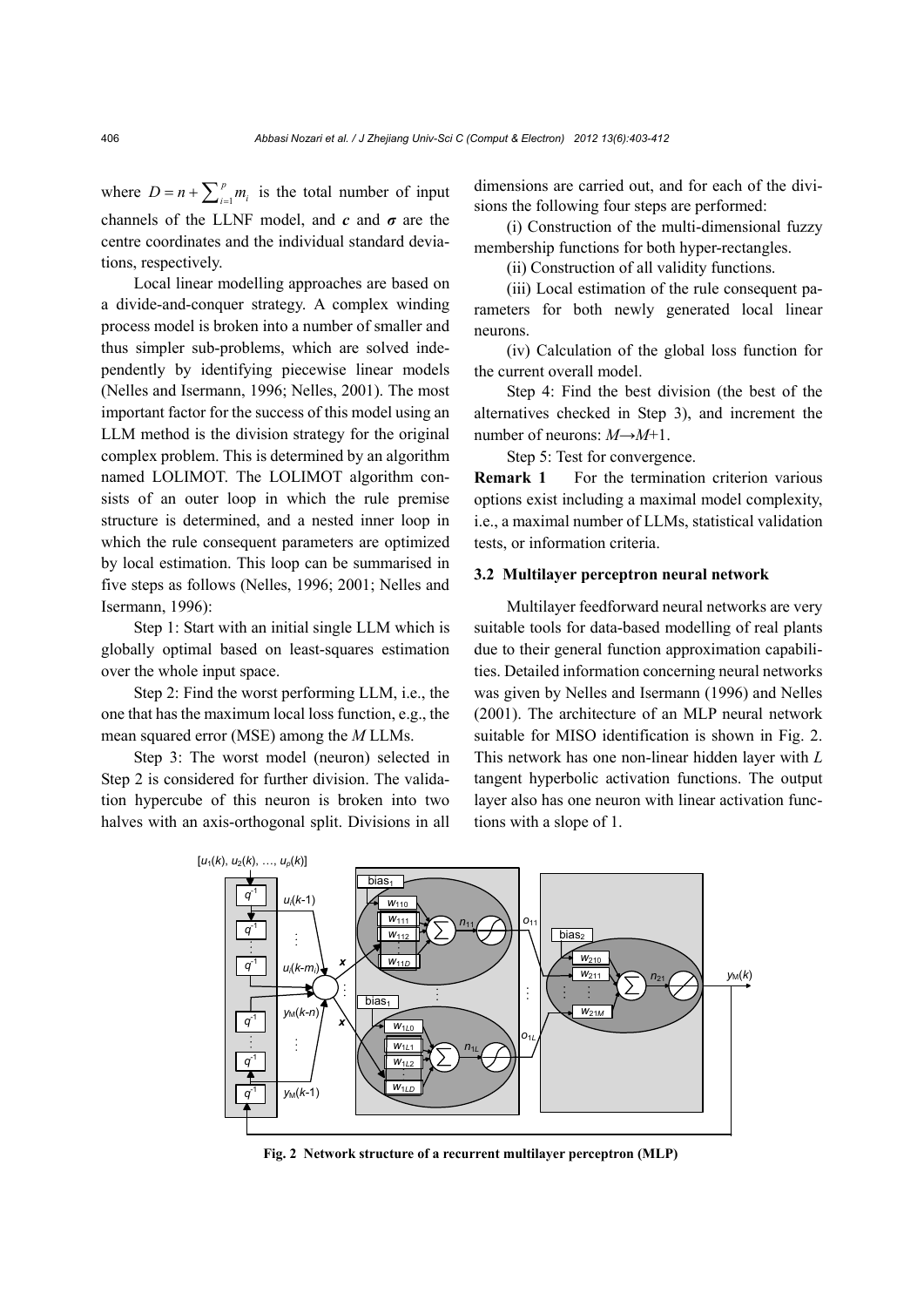where $D = n + \sum_{i=1}^{p} m_i$ is the total number of input channels of the LLNF model, and $\boldsymbol{c}$ and $\boldsymbol{\sigma}$ are the centre coordinates and the individual standard deviations, respectively.

Local linear modelling approaches are based on a divide-and-conquer strategy. A complex winding process model is broken into a number of smaller and thus simpler sub-problems, which are solved independently by identifying piecewise linear models (Nelles and Isermann, 1996; Nelles, 2001). The most important factor for the success of this model using an LLM method is the division strategy for the original complex problem. This is determined by an algorithm named LOLIMOT. The LOLIMOT algorithm consists of an outer loop in which the rule premise structure is determined, and a nested inner loop in which the rule consequent parameters are optimized by local estimation. This loop can be summarised in five steps as follows (Nelles, 1996; 2001; Nelles and Isermann, 1996):

Step 1: Start with an initial single LLM which is globally optimal based on least-squares estimation over the whole input space.

Step 2: Find the worst performing LLM, i.e., the one that has the maximum local loss function, e.g., the mean squared error (MSE) among the $M$ LLMs.

Step 3: The worst model (neuron) selected in Step 2 is considered for further division. The validation hypercube of this neuron is broken into two halves with an axis-orthogonal split. Divisions in all dimensions are carried out, and for each of the divisions the following four steps are performed:

(i) Construction of the multi-dimensional fuzzy membership functions for both hyper-rectangles.

(ii) Construction of all validity functions.

(iii) Local estimation of the rule consequent parameters for both newly generated local linear neurons.

(iv) Calculation of the global loss function for the current overall model.

Step 4: Find the best division (the best of the alternatives checked in Step 3), and increment the number of neurons: $M \rightarrow M+1$.

Step 5: Test for convergence.

**Remark 1** For the termination criterion various options exist including a maximal model complexity, i.e., a maximal number of LLMs, statistical validation tests, or information criteria.

### 3.2 Multilayer perceptron neural network

Multilayer feedforward neural networks are very suitable tools for data-based modelling of real plants due to their general function approximation capabilities. Detailed information concerning neural networks was given by Nelles and Isermann (1996) and Nelles (2001). The architecture of an MLP neural network suitable for MISO identification is shown in Fig. 2. This network has one non-linear hidden layer with $L$ tangent hyperbolic activation functions. The output layer also has one neuron with linear activation functions with a slope of 1.

**Fig. 2 Network structure of a recurrent multilayer perceptron (MLP)**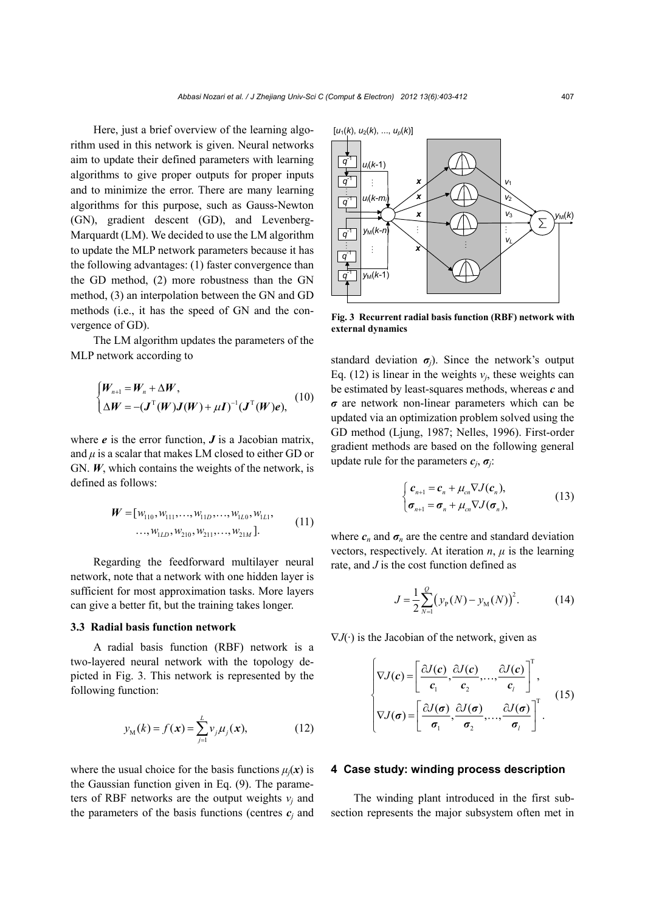Here, just a brief overview of the learning algorithm used in this network is given. Neural networks aim to update their defined parameters with learning algorithms to give proper outputs for proper inputs and to minimize the error. There are many learning algorithms for this purpose, such as Gauss-Newton (GN), gradient descent (GD), and Levenberg-Marquardt (LM). We decided to use the LM algorithm to update the MLP network parameters because it has the following advantages: (1) faster convergence than the GD method, (2) more robustness than the GN method, (3) an interpolation between the GN and GD methods (i.e., it has the speed of GN and the convergence of GD).

The LM algorithm updates the parameters of the MLP network according to

$$\begin{cases} \boldsymbol{W}_{n+1} = \boldsymbol{W}_n + \Delta \boldsymbol{W}, \\ \Delta \boldsymbol{W} = -(\boldsymbol{J}^{\mathrm{T}}(\boldsymbol{W})\boldsymbol{J}(\boldsymbol{W}) + \mu \boldsymbol{I})^{-1}(\boldsymbol{J}^{\mathrm{T}}(\boldsymbol{W})\boldsymbol{e}), \end{cases} \tag{10}$$

where $\boldsymbol{e}$ is the error function, $\boldsymbol{J}$ is a Jacobian matrix, and $\mu$ is a scalar that makes LM closed to either GD or GN. $\boldsymbol{W}$, which contains the weights of the network, is defined as follows:

$$\boldsymbol{W} = [w_{110}, w_{111}, \ldots, w_{11D}, \ldots, w_{1L0}, w_{1L1}, \ldots, w_{1LD}, w_{210}, w_{211}, \ldots, w_{21M}]. \tag{11}$$

Regarding the feedforward multilayer neural network, note that a network with one hidden layer is sufficient for most approximation tasks. More layers can give a better fit, but the training takes longer.

### 3.3 Radial basis function network

A radial basis function (RBF) network is a two-layered neural network with the topology depicted in Fig. 3. This network is represented by the following function:

$$y_{\mathrm{M}}(k) = f(\boldsymbol{x}) = \sum_{j=1}^{L} v_j \mu_j(\boldsymbol{x}), \tag{12}$$

where the usual choice for the basis functions $\mu_j(\boldsymbol{x})$ is the Gaussian function given in Eq. (9). The parameters of RBF networks are the output weights $v_j$ and the parameters of the basis functions (centres $\boldsymbol{c}_j$ and standard deviation $\boldsymbol{\sigma}_j$). Since the network's output Eq. (12) is linear in the weights $v_j$, these weights can be estimated by least-squares methods, whereas $\boldsymbol{c}$ and $\boldsymbol{\sigma}$ are network non-linear parameters which can be updated via an optimization problem solved using the GD method (Ljung, 1987; Nelles, 1996). First-order gradient methods are based on the following general update rule for the parameters $\boldsymbol{c}_j$, $\boldsymbol{\sigma}_j$:

**Fig. 3 Recurrent radial basis function (RBF) network with external dynamics**

$$\begin{cases} \boldsymbol{c}_{n+1} = \boldsymbol{c}_n + \mu_{cn} \nabla J(\boldsymbol{c}_n), \\ \boldsymbol{\sigma}_{n+1} = \boldsymbol{\sigma}_n + \mu_{cn} \nabla J(\boldsymbol{\sigma}_n), \end{cases} \tag{13}$$

where $\boldsymbol{c}_n$ and $\boldsymbol{\sigma}_n$ are the centre and standard deviation vectors, respectively. At iteration $n$, $\mu$ is the learning rate, and $J$ is the cost function defined as

$$J = \frac{1}{2} \sum_{N=1}^{Q} \left( y_{\mathrm{P}}(N) - y_{\mathrm{M}}(N) \right)^2. \tag{14}$$

$\nabla J(\cdot)$ is the Jacobian of the network, given as

$$\begin{cases} \nabla J(\boldsymbol{c}) = \left[ \dfrac{\partial J(\boldsymbol{c})}{\boldsymbol{c}_1}, \dfrac{\partial J(\boldsymbol{c})}{\boldsymbol{c}_2}, \ldots, \dfrac{\partial J(\boldsymbol{c})}{\boldsymbol{c}_l} \right]^{\mathrm{T}}, \\ \nabla J(\boldsymbol{\sigma}) = \left[ \dfrac{\partial J(\boldsymbol{\sigma})}{\boldsymbol{\sigma}_1}, \dfrac{\partial J(\boldsymbol{\sigma})}{\boldsymbol{\sigma}_2}, \ldots, \dfrac{\partial J(\boldsymbol{\sigma})}{\boldsymbol{\sigma}_l} \right]^{\mathrm{T}}. \end{cases} \tag{15}$$

## 4 Case study: winding process description

The winding plant introduced in the first subsection represents the major subsystem often met in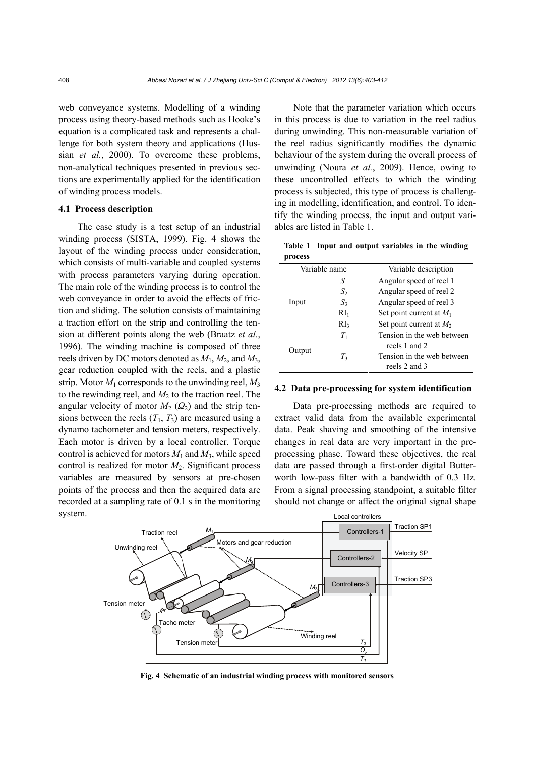web conveyance systems. Modelling of a winding process using theory-based methods such as Hooke's equation is a complicated task and represents a challenge for both system theory and applications (Hussian *et al.*, 2000). To overcome these problems, non-analytical techniques presented in previous sections are experimentally applied for the identification of winding process models.

### 4.1 Process description

The case study is a test setup of an industrial winding process (SISTA, 1999). Fig. 4 shows the layout of the winding process under consideration, which consists of multi-variable and coupled systems with process parameters varying during operation. The main role of the winding process is to control the web conveyance in order to avoid the effects of friction and sliding. The solution consists of maintaining a traction effort on the strip and controlling the tension at different points along the web (Braatz *et al.*, 1996). The winding machine is composed of three reels driven by DC motors denoted as $M_1$, $M_2$, and $M_3$, gear reduction coupled with the reels, and a plastic strip. Motor $M_1$ corresponds to the unwinding reel, $M_3$ to the rewinding reel, and $M_2$ to the traction reel. The angular velocity of motor $M_2$ ($\Omega_2$) and the strip tensions between the reels ($T_1$, $T_3$) are measured using a dynamo tachometer and tension meters, respectively. Each motor is driven by a local controller. Torque control is achieved for motors $M_1$ and $M_3$, while speed control is realized for motor $M_2$. Significant process variables are measured by sensors at pre-chosen points of the process and then the acquired data are recorded at a sampling rate of 0.1 s in the monitoring system.

Note that the parameter variation which occurs in this process is due to variation in the reel radius during unwinding. This non-measurable variation of the reel radius significantly modifies the dynamic behaviour of the system during the overall process of unwinding (Noura *et al.*, 2009). Hence, owing to these uncontrolled effects to which the winding process is subjected, this type of process is challenging in modelling, identification, and control. To identify the winding process, the input and output variables are listed in Table 1.

**Table 1 Input and output variables in the winding process**

| Variable name | | Variable description |
|---|---|---|
| Input | $S_1$ | Angular speed of reel 1 |
| | $S_2$ | Angular speed of reel 2 |
| | $S_3$ | Angular speed of reel 3 |
| | $\mathrm{RI}_1$ | Set point current at $M_1$ |
| | $\mathrm{RI}_3$ | Set point current at $M_2$ |
| Output | $T_1$ | Tension in the web between reels 1 and 2 |
| | $T_3$ | Tension in the web between reels 2 and 3 |

### 4.2 Data pre-processing for system identification

Data pre-processing methods are required to extract valid data from the available experimental data. Peak shaving and smoothing of the intensive changes in real data are very important in the pre-processing phase. Toward these objectives, the real data are passed through a first-order digital Butterworth low-pass filter with a bandwidth of 0.3 Hz. From a signal processing standpoint, a suitable filter should not change or affect the original signal shape

**Fig. 4 Schematic of an industrial winding process with monitored sensors**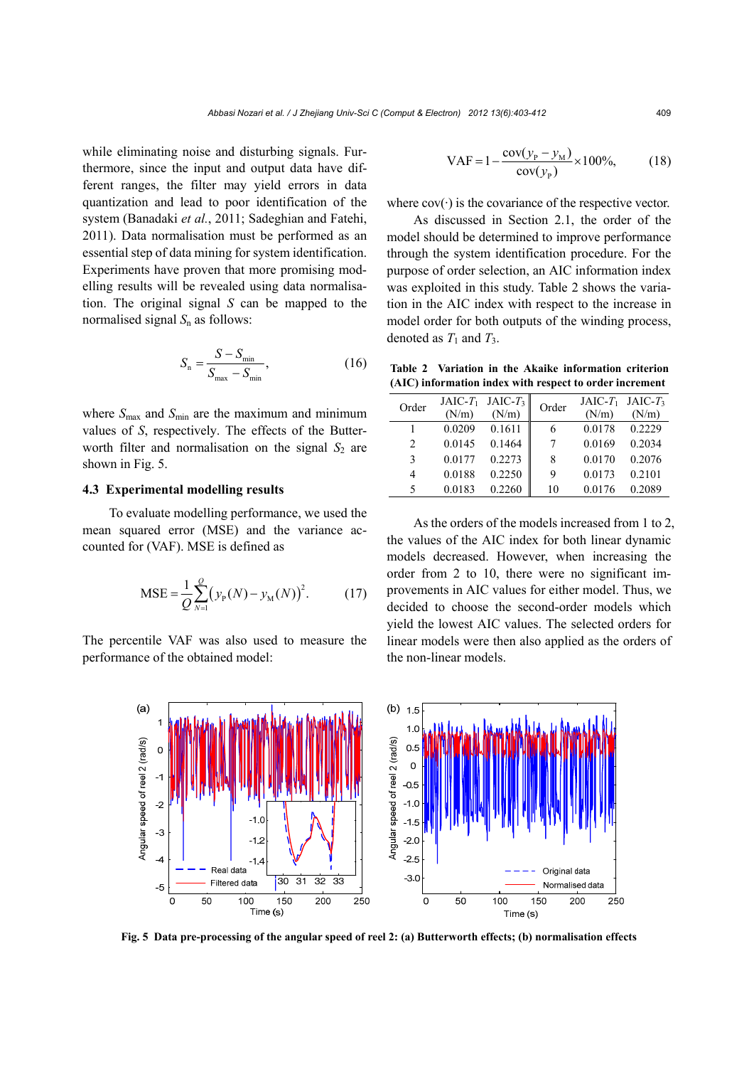while eliminating noise and disturbing signals. Furthermore, since the input and output data have different ranges, the filter may yield errors in data quantization and lead to poor identification of the system (Banadaki *et al.*, 2011; Sadeghian and Fatehi, 2011). Data normalisation must be performed as an essential step of data mining for system identification. Experiments have proven that more promising modelling results will be revealed using data normalisation. The original signal $S$ can be mapped to the normalised signal $S_n$ as follows:

$$S_n = \frac{S - S_{\min}}{S_{\max} - S_{\min}}, \tag{16}$$

where $S_{\max}$ and $S_{\min}$ are the maximum and minimum values of $S$, respectively. The effects of the Butterworth filter and normalisation on the signal $S_2$ are shown in Fig. 5.

### 4.3 Experimental modelling results

To evaluate modelling performance, we used the mean squared error (MSE) and the variance accounted for (VAF). MSE is defined as

$$\text{MSE} = \frac{1}{Q}\sum_{N=1}^{Q}\left(y_{\text{P}}(N) - y_{\text{M}}(N)\right)^2. \tag{17}$$

The percentile VAF was also used to measure the performance of the obtained model:

$$\text{VAF} = 1 - \frac{\text{cov}(y_{\text{P}} - y_{\text{M}})}{\text{cov}(y_{\text{P}})} \times 100\%, \tag{18}$$

where cov(·) is the covariance of the respective vector.

As discussed in Section 2.1, the order of the model should be determined to improve performance through the system identification procedure. For the purpose of order selection, an AIC information index was exploited in this study. Table 2 shows the variation in the AIC index with respect to the increase in model order for both outputs of the winding process, denoted as $T_1$ and $T_3$.

**Table 2 Variation in the Akaike information criterion (AIC) information index with respect to order increment**

| Order | JAIC-$T_1$ (N/m) | JAIC-$T_3$ (N/m) | Order | JAIC-$T_1$ (N/m) | JAIC-$T_3$ (N/m) |
|---|---|---|---|---|---|
| 1 | 0.0209 | 0.1611 | 6 | 0.0178 | 0.2229 |
| 2 | 0.0145 | 0.1464 | 7 | 0.0169 | 0.2034 |
| 3 | 0.0177 | 0.2273 | 8 | 0.0170 | 0.2076 |
| 4 | 0.0188 | 0.2250 | 9 | 0.0173 | 0.2101 |
| 5 | 0.0183 | 0.2260 | 10 | 0.0176 | 0.2089 |

As the orders of the models increased from 1 to 2, the values of the AIC index for both linear dynamic models decreased. However, when increasing the order from 2 to 10, there were no significant improvements in AIC values for either model. Thus, we decided to choose the second-order models which yield the lowest AIC values. The selected orders for linear models were then also applied as the orders of the non-linear models.

**Fig. 5 Data pre-processing of the angular speed of reel 2: (a) Butterworth effects; (b) normalisation effects**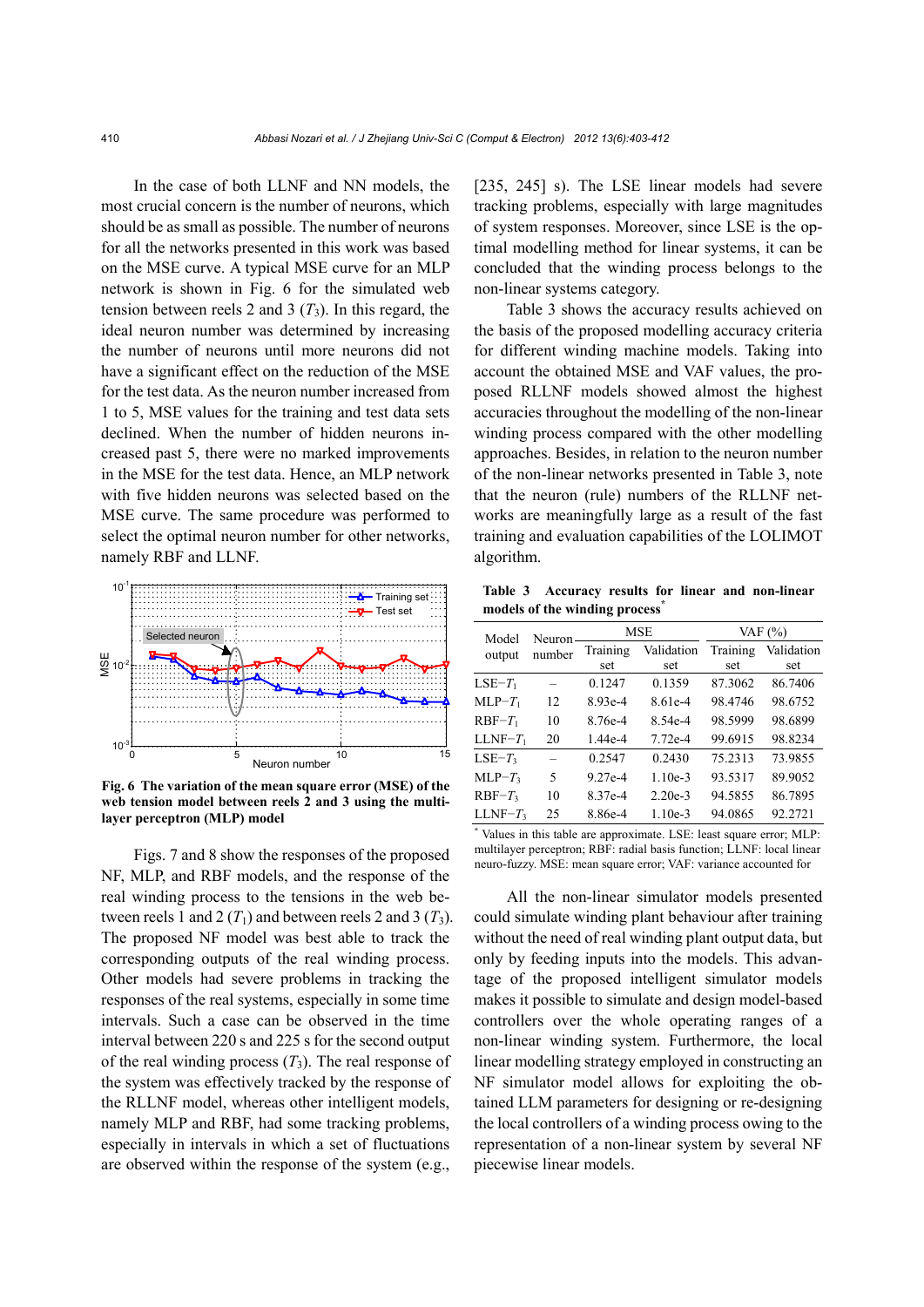In the case of both LLNF and NN models, the most crucial concern is the number of neurons, which should be as small as possible. The number of neurons for all the networks presented in this work was based on the MSE curve. A typical MSE curve for an MLP network is shown in Fig. 6 for the simulated web tension between reels 2 and 3 ($T_3$). In this regard, the ideal neuron number was determined by increasing the number of neurons until more neurons did not have a significant effect on the reduction of the MSE for the test data. As the neuron number increased from 1 to 5, MSE values for the training and test data sets declined. When the number of hidden neurons increased past 5, there were no marked improvements in the MSE for the test data. Hence, an MLP network with five hidden neurons was selected based on the MSE curve. The same procedure was performed to select the optimal neuron number for other networks, namely RBF and LLNF.

**Fig. 6 The variation of the mean square error (MSE) of the web tension model between reels 2 and 3 using the multilayer perceptron (MLP) model**

Figs. 7 and 8 show the responses of the proposed NF, MLP, and RBF models, and the response of the real winding process to the tensions in the web between reels 1 and 2 ($T_1$) and between reels 2 and 3 ($T_3$). The proposed NF model was best able to track the corresponding outputs of the real winding process. Other models had severe problems in tracking the responses of the real systems, especially in some time intervals. Such a case can be observed in the time interval between 220 s and 225 s for the second output of the real winding process ($T_3$). The real response of the system was effectively tracked by the response of the RLLNF model, whereas other intelligent models, namely MLP and RBF, had some tracking problems, especially in intervals in which a set of fluctuations are observed within the response of the system (e.g., [235, 245] s). The LSE linear models had severe tracking problems, especially with large magnitudes of system responses. Moreover, since LSE is the optimal modelling method for linear systems, it can be concluded that the winding process belongs to the non-linear systems category.

Table 3 shows the accuracy results achieved on the basis of the proposed modelling accuracy criteria for different winding machine models. Taking into account the obtained MSE and VAF values, the proposed RLLNF models showed almost the highest accuracies throughout the modelling of the non-linear winding process compared with the other modelling approaches. Besides, in relation to the neuron number of the non-linear networks presented in Table 3, note that the neuron (rule) numbers of the RLLNF networks are meaningfully large as a result of the fast training and evaluation capabilities of the LOLIMOT algorithm.

**Table 3 Accuracy results for linear and non-linear models of the winding process***

| Model output | Neuron number | MSE | | VAF (%) | |
|---|---|---|---|---|---|
| | | Training set | Validation set | Training set | Validation set |
| LSE−$T_1$ | – | 0.1247 | 0.1359 | 87.3062 | 86.7406 |
| MLP−$T_1$ | 12 | 8.93e-4 | 8.61e-4 | 98.4746 | 98.6752 |
| RBF−$T_1$ | 10 | 8.76e-4 | 8.54e-4 | 98.5999 | 98.6899 |
| LLNF−$T_1$ | 20 | 1.44e-4 | 7.72e-4 | 99.6915 | 98.8234 |
| LSE−$T_3$ | – | 0.2547 | 0.2430 | 75.2313 | 73.9855 |
| MLP−$T_3$ | 5 | 9.27e-4 | 1.10e-3 | 93.5317 | 89.9052 |
| RBF−$T_3$ | 10 | 8.37e-4 | 2.20e-3 | 94.5855 | 86.7895 |
| LLNF−$T_3$ | 25 | 8.86e-4 | 1.10e-3 | 94.0865 | 92.2721 |

* Values in this table are approximate. LSE: least square error; MLP: multilayer perceptron; RBF: radial basis function; LLNF: local linear neuro-fuzzy. MSE: mean square error; VAF: variance accounted for

All the non-linear simulator models presented could simulate winding plant behaviour after training without the need of real winding plant output data, but only by feeding inputs into the models. This advantage of the proposed intelligent simulator models makes it possible to simulate and design model-based controllers over the whole operating ranges of a non-linear winding system. Furthermore, the local linear modelling strategy employed in constructing an NF simulator model allows for exploiting the obtained LLM parameters for designing or re-designing the local controllers of a winding process owing to the representation of a non-linear system by several NF piecewise linear models.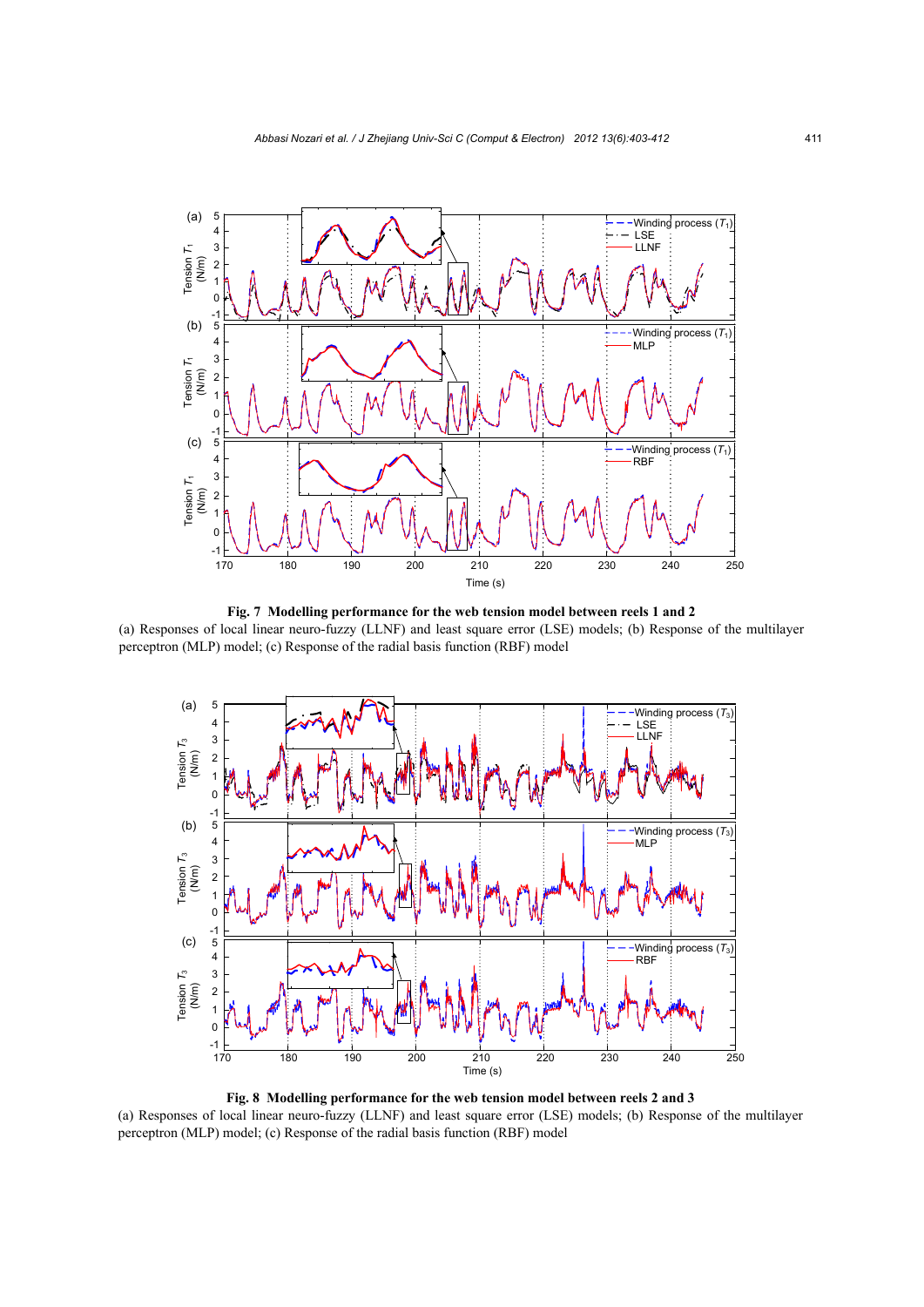**Fig. 7 Modelling performance for the web tension model between reels 1 and 2**

(a) Responses of local linear neuro-fuzzy (LLNF) and least square error (LSE) models; (b) Response of the multilayer perceptron (MLP) model; (c) Response of the radial basis function (RBF) model

**Fig. 8 Modelling performance for the web tension model between reels 2 and 3**

(a) Responses of local linear neuro-fuzzy (LLNF) and least square error (LSE) models; (b) Response of the multilayer perceptron (MLP) model; (c) Response of the radial basis function (RBF) model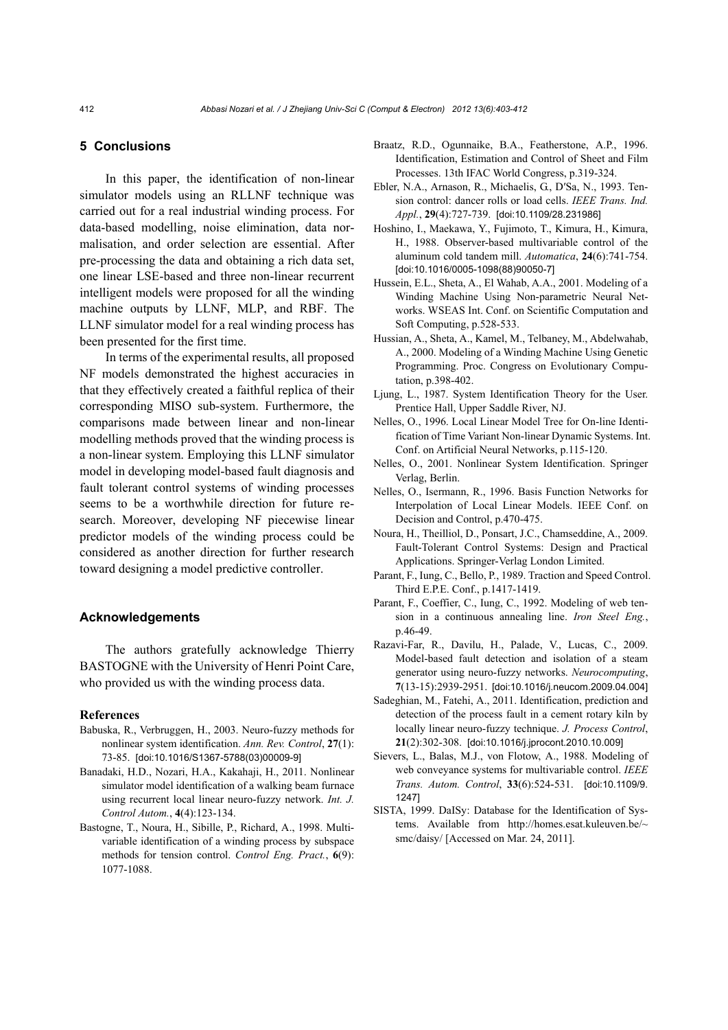## 5 Conclusions

In this paper, the identification of non-linear simulator models using an RLLNF technique was carried out for a real industrial winding process. For data-based modelling, noise elimination, data normalisation, and order selection are essential. After pre-processing the data and obtaining a rich data set, one linear LSE-based and three non-linear recurrent intelligent models were proposed for all the winding machine outputs by LLNF, MLP, and RBF. The LLNF simulator model for a real winding process has been presented for the first time.

In terms of the experimental results, all proposed NF models demonstrated the highest accuracies in that they effectively created a faithful replica of their corresponding MISO sub-system. Furthermore, the comparisons made between linear and non-linear modelling methods proved that the winding process is a non-linear system. Employing this LLNF simulator model in developing model-based fault diagnosis and fault tolerant control systems of winding processes seems to be a worthwhile direction for research. Moreover, developing NF piecewise linear predictor models of the winding process could be considered as another direction for further research toward designing a model predictive controller.

## Acknowledgements

The authors gratefully acknowledge Thierry BASTOGNE with the University of Henri Point Care, who provided us with the winding process data.

### References

Babuska, R., Verbruggen, H., 2003. Neuro-fuzzy methods for nonlinear system identification. *Ann. Rev. Control*, **27**(1): 73-85. [doi:10.1016/S1367-5788(03)00009-9]

Banadaki, H.D., Nozari, H.A., Kakahaji, H., 2011. Nonlinear simulator model identification of a walking beam furnace using recurrent local linear neuro-fuzzy network. *Int. J. Control Autom.*, **4**(4):123-134.

Bastogne, T., Noura, H., Sibille, P., Richard, A., 1998. Multivariable identification of a winding process by subspace methods for tension control. *Control Eng. Pract.*, **6**(9): 1077-1088.

Braatz, R.D., Ogunnaike, B.A., Featherstone, A.P., 1996. Identification, Estimation and Control of Sheet and Film Processes. 13th IFAC World Congress, p.319-324.

Ebler, N.A., Arnason, R., Michaelis, G., D′Sa, N., 1993. Tension control: dancer rolls or load cells. *IEEE Trans. Ind. Appl.*, **29**(4):727-739. [doi:10.1109/28.231986]

Hoshino, I., Maekawa, Y., Fujimoto, T., Kimura, H., Kimura, H., 1988. Observer-based multivariable control of the aluminum cold tandem mill. *Automatica*, **24**(6):741-754. [doi:10.1016/0005-1098(88)90050-7]

Hussein, E.L., Sheta, A., El Wahab, A.A., 2001. Modeling of a Winding Machine Using Non-parametric Neural Networks. WSEAS Int. Conf. on Scientific Computation and Soft Computing, p.528-533.

Hussian, A., Sheta, A., Kamel, M., Telbaney, M., Abdelwahab, A., 2000. Modeling of a Winding Machine Using Genetic Programming. Proc. Congress on Evolutionary Computation, p.398-402.

Ljung, L., 1987. System Identification Theory for the User. Prentice Hall, Upper Saddle River, NJ.

Nelles, O., 1996. Local Linear Model Tree for On-line Identification of Time Variant Non-linear Dynamic Systems. Int. Conf. on Artificial Neural Networks, p.115-120.

Nelles, O., 2001. Nonlinear System Identification. Springer Verlag, Berlin.

Nelles, O., Isermann, R., 1996. Basis Function Networks for Interpolation of Local Linear Models. IEEE Conf. on Decision and Control, p.470-475.

Noura, H., Theilliol, D., Ponsart, J.C., Chamseddine, A., 2009. Fault-Tolerant Control Systems: Design and Practical Applications. Springer-Verlag London Limited.

Parant, F., Iung, C., Bello, P., 1989. Traction and Speed Control. Third E.P.E. Conf., p.1417-1419.

Parant, F., Coeffier, C., Iung, C., 1992. Modeling of web tension in a continuous annealing line. *Iron Steel Eng.*, p.46-49.

Razavi-Far, R., Davilu, H., Palade, V., Lucas, C., 2009. Model-based fault detection and isolation of a steam generator using neuro-fuzzy networks. *Neurocomputing*, **7**(13-15):2939-2951. [doi:10.1016/j.neucom.2009.04.004]

Sadeghian, M., Fatehi, A., 2011. Identification, prediction and detection of the process fault in a cement rotary kiln by locally linear neuro-fuzzy technique. *J. Process Control*, **21**(2):302-308. [doi:10.1016/j.jprocont.2010.10.009]

Sievers, L., Balas, M.J., von Flotow, A., 1988. Modeling of web conveyance systems for multivariable control. *IEEE Trans. Autom. Control*, **33**(6):524-531. [doi:10.1109/9.1247]

SISTA, 1999. DaISy: Database for the Identification of Systems. Available from http://homes.esat.kuleuven.be/~smc/daisy/ [Accessed on Mar. 24, 2011].